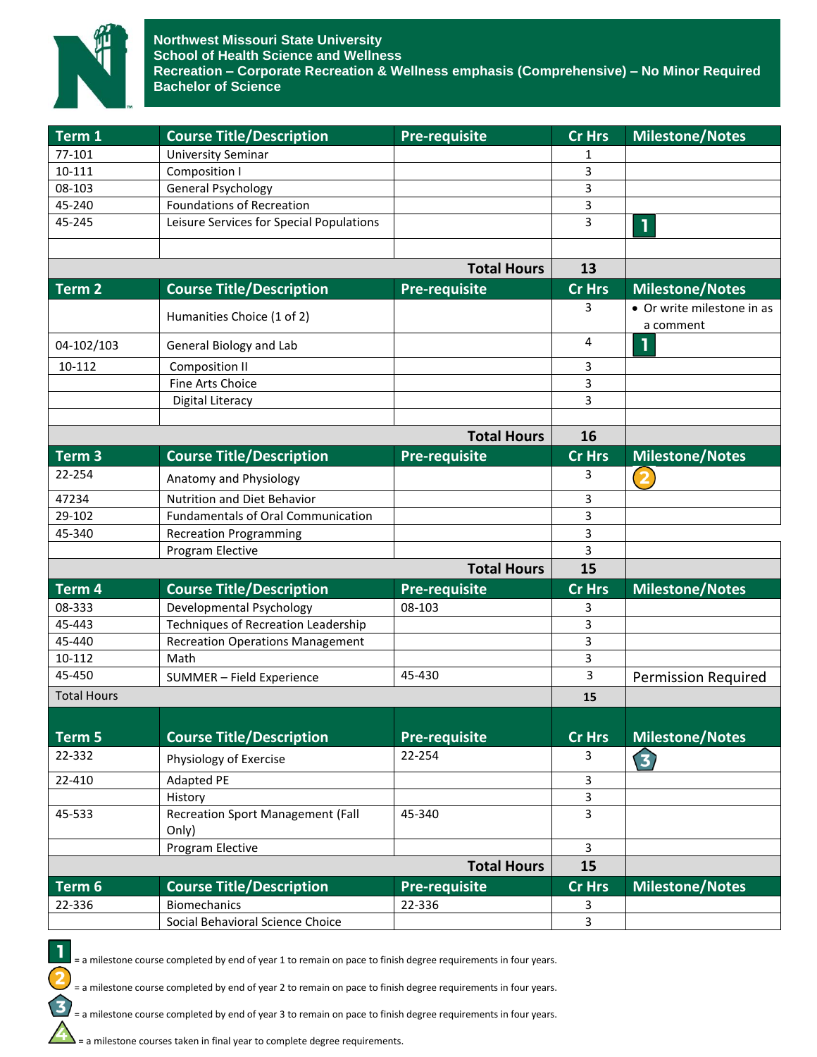**Northwest Missouri State University**
**School of Health Science and Wellness**
**Recreation – Corporate Recreation & Wellness emphasis (Comprehensive) – No Minor Required**
**Bachelor of Science**

| Term 1 | Course Title/Description | Pre-requisite | Cr Hrs | Milestone/Notes |
|---|---|---|---|---|
| 77-101 | University Seminar | | 1 | |
| 10-111 | Composition I | | 3 | |
| 08-103 | General Psychology | | 3 | |
| 45-240 | Foundations of Recreation | | 3 | |
| 45-245 | Leisure Services for Special Populations | | 3 | 1 |
| | | | | |
| | | **Total Hours** | **13** | |

| Term 2 | Course Title/Description | Pre-requisite | Cr Hrs | Milestone/Notes |
|---|---|---|---|---|
| | Humanities Choice (1 of 2) | | 3 | • Or write milestone in as a comment |
| 04-102/103 | General Biology and Lab | | 4 | 1 |
| 10-112 | Composition II | | 3 | |
| | Fine Arts Choice | | 3 | |
| | Digital Literacy | | 3 | |
| | | | | |
| | | **Total Hours** | **16** | |

| Term 3 | Course Title/Description | Pre-requisite | Cr Hrs | Milestone/Notes |
|---|---|---|---|---|
| 22-254 | Anatomy and Physiology | | 3 | 2 |
| 47234 | Nutrition and Diet Behavior | | 3 | |
| 29-102 | Fundamentals of Oral Communication | | 3 | |
| 45-340 | Recreation Programming | | 3 | |
| | Program Elective | | 3 | |
| | | **Total Hours** | **15** | |

| Term 4 | Course Title/Description | Pre-requisite | Cr Hrs | Milestone/Notes |
|---|---|---|---|---|
| 08-333 | Developmental Psychology | 08-103 | 3 | |
| 45-443 | Techniques of Recreation Leadership | | 3 | |
| 45-440 | Recreation Operations Management | | 3 | |
| 10-112 | Math | | 3 | |
| 45-450 | SUMMER – Field Experience | 45-430 | 3 | Permission Required |
| Total Hours | | | **15** | |

| Term 5 | Course Title/Description | Pre-requisite | Cr Hrs | Milestone/Notes |
|---|---|---|---|---|
| 22-332 | Physiology of Exercise | 22-254 | 3 | 3 |
| 22-410 | Adapted PE | | 3 | |
| | History | | 3 | |
| 45-533 | Recreation Sport Management (Fall Only) | 45-340 | 3 | |
| | Program Elective | | 3 | |
| | | **Total Hours** | **15** | |

| Term 6 | Course Title/Description | Pre-requisite | Cr Hrs | Milestone/Notes |
|---|---|---|---|---|
| 22-336 | Biomechanics | 22-336 | 3 | |
| | Social Behavioral Science Choice | | 3 | |

1 = a milestone course completed by end of year 1 to remain on pace to finish degree requirements in four years.

2 = a milestone course completed by end of year 2 to remain on pace to finish degree requirements in four years.

3 = a milestone course completed by end of year 3 to remain on pace to finish degree requirements in four years.

4 = a milestone courses taken in final year to complete degree requirements.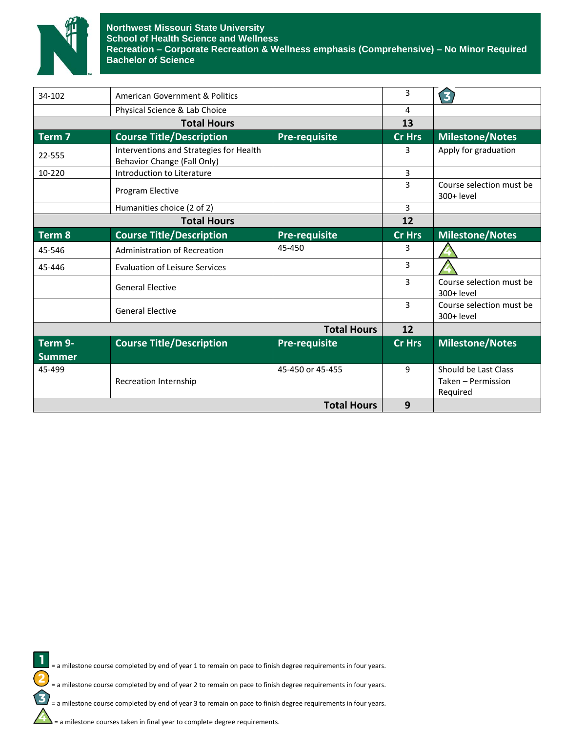**Northwest Missouri State University**
**School of Health Science and Wellness**
**Recreation – Corporate Recreation & Wellness emphasis (Comprehensive) – No Minor Required**
**Bachelor of Science**

| | | | | |
|---|---|---|---|---|
| 34-102 | American Government & Politics | | 3 | 3 |
| | Physical Science & Lab Choice | | 4 | |
| **Total Hours** | | | **13** | |
| **Term 7** | **Course Title/Description** | **Pre-requisite** | **Cr Hrs** | **Milestone/Notes** |
| 22-555 | Interventions and Strategies for Health Behavior Change (Fall Only) | | 3 | Apply for graduation |
| 10-220 | Introduction to Literature | | 3 | |
| | Program Elective | | 3 | Course selection must be 300+ level |
| | Humanities choice (2 of 2) | | 3 | |
| **Total Hours** | | | **12** | |
| **Term 8** | **Course Title/Description** | **Pre-requisite** | **Cr Hrs** | **Milestone/Notes** |
| 45-546 | Administration of Recreation | 45-450 | 3 | 4 |
| 45-446 | Evaluation of Leisure Services | | 3 | 4 |
| | General Elective | | 3 | Course selection must be 300+ level |
| | General Elective | | 3 | Course selection must be 300+ level |
| **Total Hours** | | | **12** | |
| **Term 9-Summer** | **Course Title/Description** | **Pre-requisite** | **Cr Hrs** | **Milestone/Notes** |
| 45-499 | Recreation Internship | 45-450 or 45-455 | 9 | Should be Last Class Taken – Permission Required |
| **Total Hours** | | | **9** | |

1 = a milestone course completed by end of year 1 to remain on pace to finish degree requirements in four years.

2 = a milestone course completed by end of year 2 to remain on pace to finish degree requirements in four years.

3 = a milestone course completed by end of year 3 to remain on pace to finish degree requirements in four years.

4 = a milestone courses taken in final year to complete degree requirements.